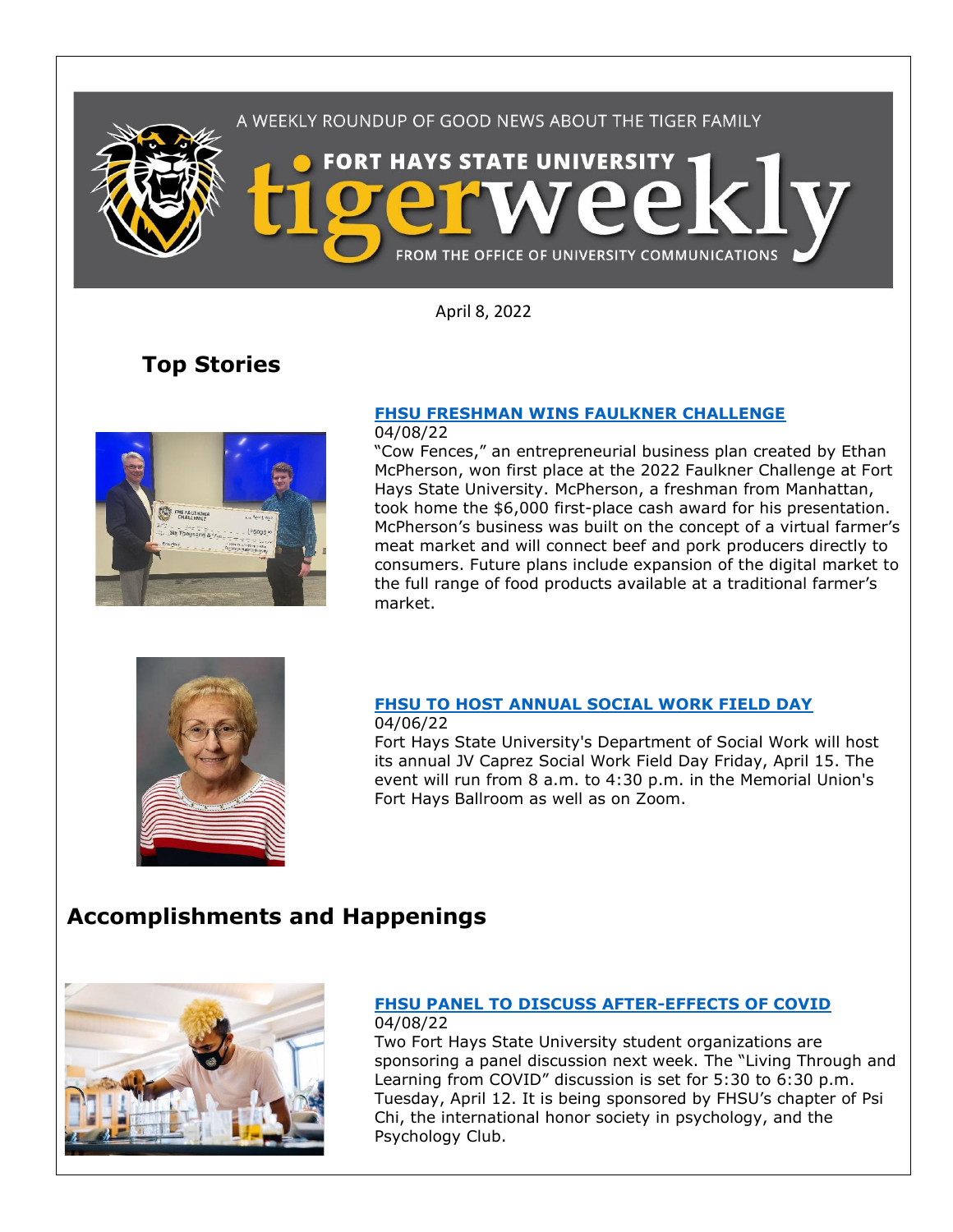A WEEKLY ROUNDUP OF GOOD NEWS ABOUT THE TIGER FAMILY

# FORT HAYS STATE UNIVERSITY tigerweekly

FROM THE OFFICE OF UNIVERSITY COMMUNICATIONS

April 8, 2022

## Top Stories

### [FHSU FRESHMAN WINS FAULKNER CHALLENGE]

04/08/22

"Cow Fences," an entrepreneurial business plan created by Ethan McPherson, won first place at the 2022 Faulkner Challenge at Fort Hays State University. McPherson, a freshman from Manhattan, took home the $6,000 first-place cash award for his presentation. McPherson's business was built on the concept of a virtual farmer's meat market and will connect beef and pork producers directly to consumers. Future plans include expansion of the digital market to the full range of food products available at a traditional farmer's market.

### [FHSU TO HOST ANNUAL SOCIAL WORK FIELD DAY]

04/06/22

Fort Hays State University's Department of Social Work will host its annual JV Caprez Social Work Field Day Friday, April 15. The event will run from 8 a.m. to 4:30 p.m. in the Memorial Union's Fort Hays Ballroom as well as on Zoom.

## Accomplishments and Happenings

### [FHSU PANEL TO DISCUSS AFTER-EFFECTS OF COVID]

04/08/22

Two Fort Hays State University student organizations are sponsoring a panel discussion next week. The "Living Through and Learning from COVID" discussion is set for 5:30 to 6:30 p.m. Tuesday, April 12. It is being sponsored by FHSU's chapter of Psi Chi, the international honor society in psychology, and the Psychology Club.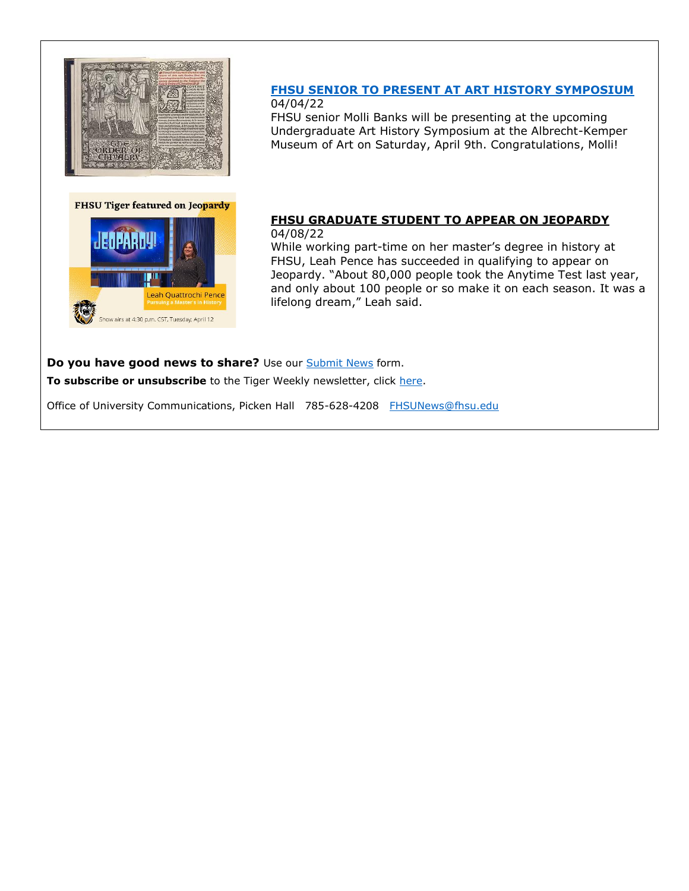### [FHSU SENIOR TO PRESENT AT ART HISTORY SYMPOSIUM]

04/04/22

FHSU senior Molli Banks will be presenting at the upcoming Undergraduate Art History Symposium at the Albrecht-Kemper Museum of Art on Saturday, April 9th. Congratulations, Molli!

### FHSU GRADUATE STUDENT TO APPEAR ON JEOPARDY

04/08/22

While working part-time on her master's degree in history at FHSU, Leah Pence has succeeded in qualifying to appear on Jeopardy. "About 80,000 people took the Anytime Test last year, and only about 100 people or so make it on each season. It was a lifelong dream," Leah said.

**Do you have good news to share?** Use our Submit News form.

**To subscribe or unsubscribe** to the Tiger Weekly newsletter, click here.

Office of University Communications, Picken Hall 785-628-4208 FHSUNews@fhsu.edu